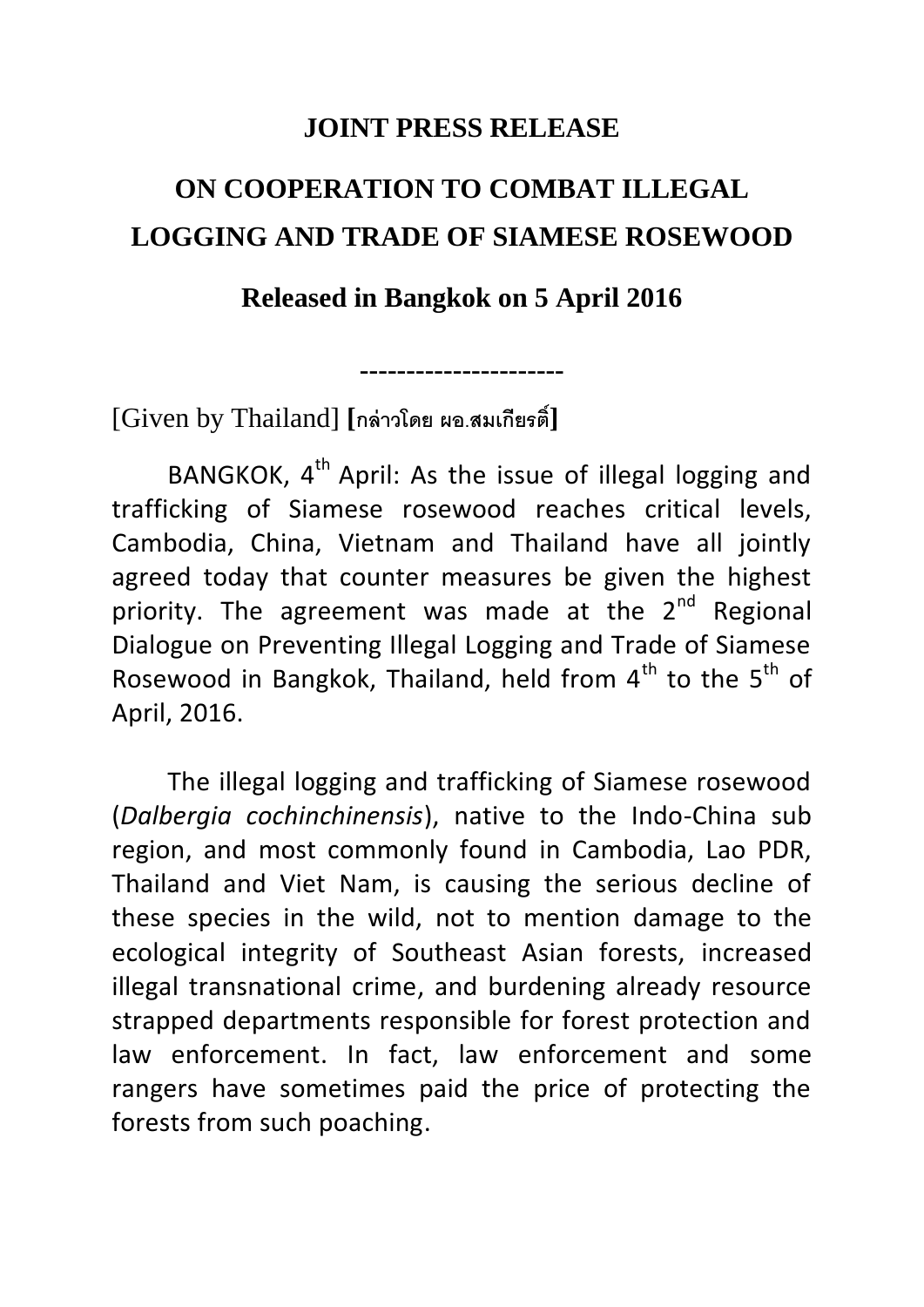# JOINT PRESS RELEASE

# ON COOPERATION TO COMBAT ILLEGAL LOGGING AND TRADE OF SIAMESE ROSEWOOD

## Released in Bangkok on 5 April 2016

---------------------

[Given by Thailand] **[กล่าวโดย ผอ.สมเกียรติ์]**

BANGKOK, 4th April: As the issue of illegal logging and trafficking of Siamese rosewood reaches critical levels, Cambodia, China, Vietnam and Thailand have all jointly agreed today that counter measures be given the highest priority. The agreement was made at the 2nd Regional Dialogue on Preventing Illegal Logging and Trade of Siamese Rosewood in Bangkok, Thailand, held from 4th to the 5th of April, 2016.

The illegal logging and trafficking of Siamese rosewood (*Dalbergia cochinchinensis*), native to the Indo-China sub region, and most commonly found in Cambodia, Lao PDR, Thailand and Viet Nam, is causing the serious decline of these species in the wild, not to mention damage to the ecological integrity of Southeast Asian forests, increased illegal transnational crime, and burdening already resource strapped departments responsible for forest protection and law enforcement. In fact, law enforcement and some rangers have sometimes paid the price of protecting the forests from such poaching.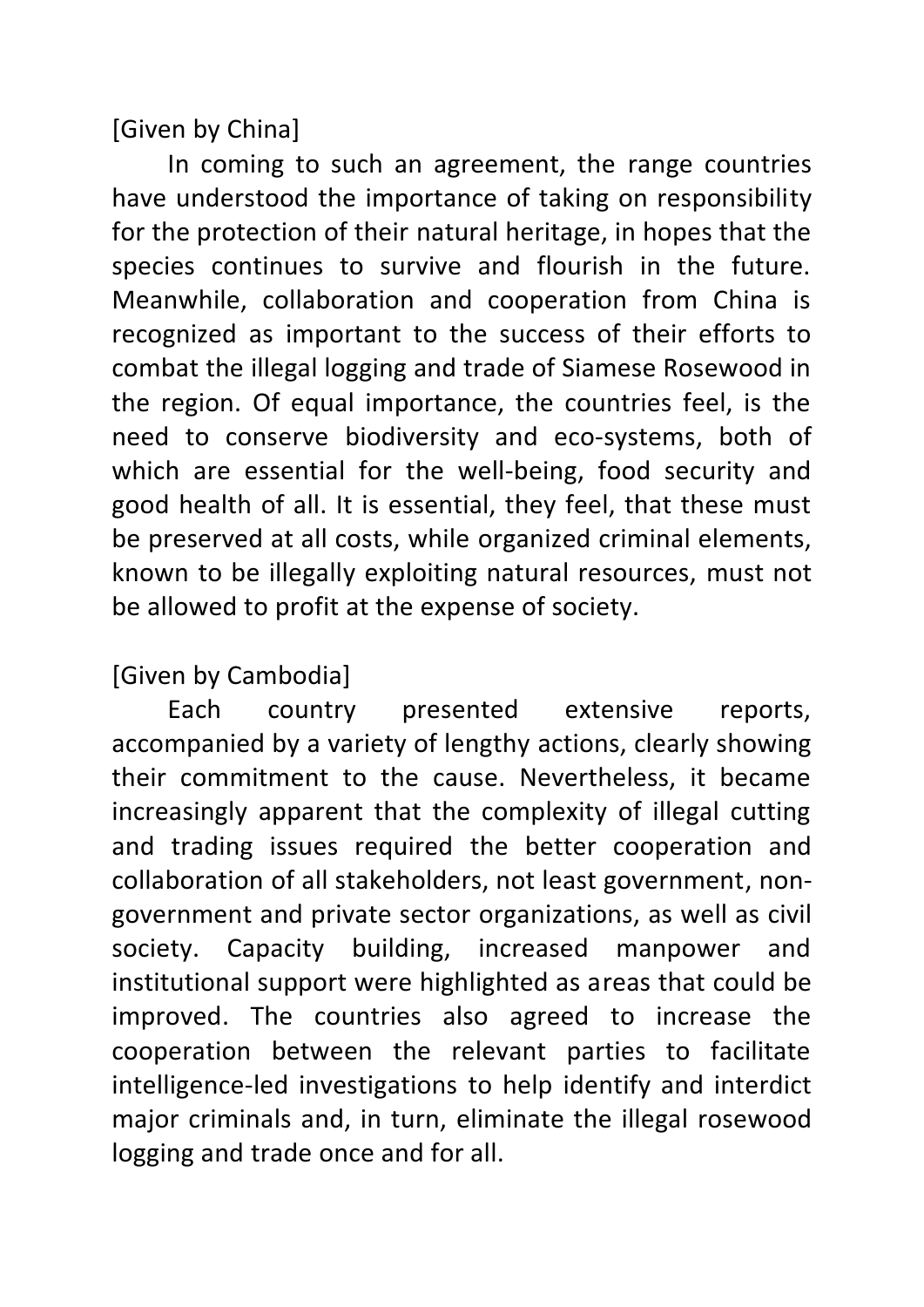[Given by China]

In coming to such an agreement, the range countries have understood the importance of taking on responsibility for the protection of their natural heritage, in hopes that the species continues to survive and flourish in the future. Meanwhile, collaboration and cooperation from China is recognized as important to the success of their efforts to combat the illegal logging and trade of Siamese Rosewood in the region. Of equal importance, the countries feel, is the need to conserve biodiversity and eco-systems, both of which are essential for the well-being, food security and good health of all. It is essential, they feel, that these must be preserved at all costs, while organized criminal elements, known to be illegally exploiting natural resources, must not be allowed to profit at the expense of society.

[Given by Cambodia]

Each country presented extensive reports, accompanied by a variety of lengthy actions, clearly showing their commitment to the cause. Nevertheless, it became increasingly apparent that the complexity of illegal cutting and trading issues required the better cooperation and collaboration of all stakeholders, not least government, non-government and private sector organizations, as well as civil society. Capacity building, increased manpower and institutional support were highlighted as areas that could be improved. The countries also agreed to increase the cooperation between the relevant parties to facilitate intelligence-led investigations to help identify and interdict major criminals and, in turn, eliminate the illegal rosewood logging and trade once and for all.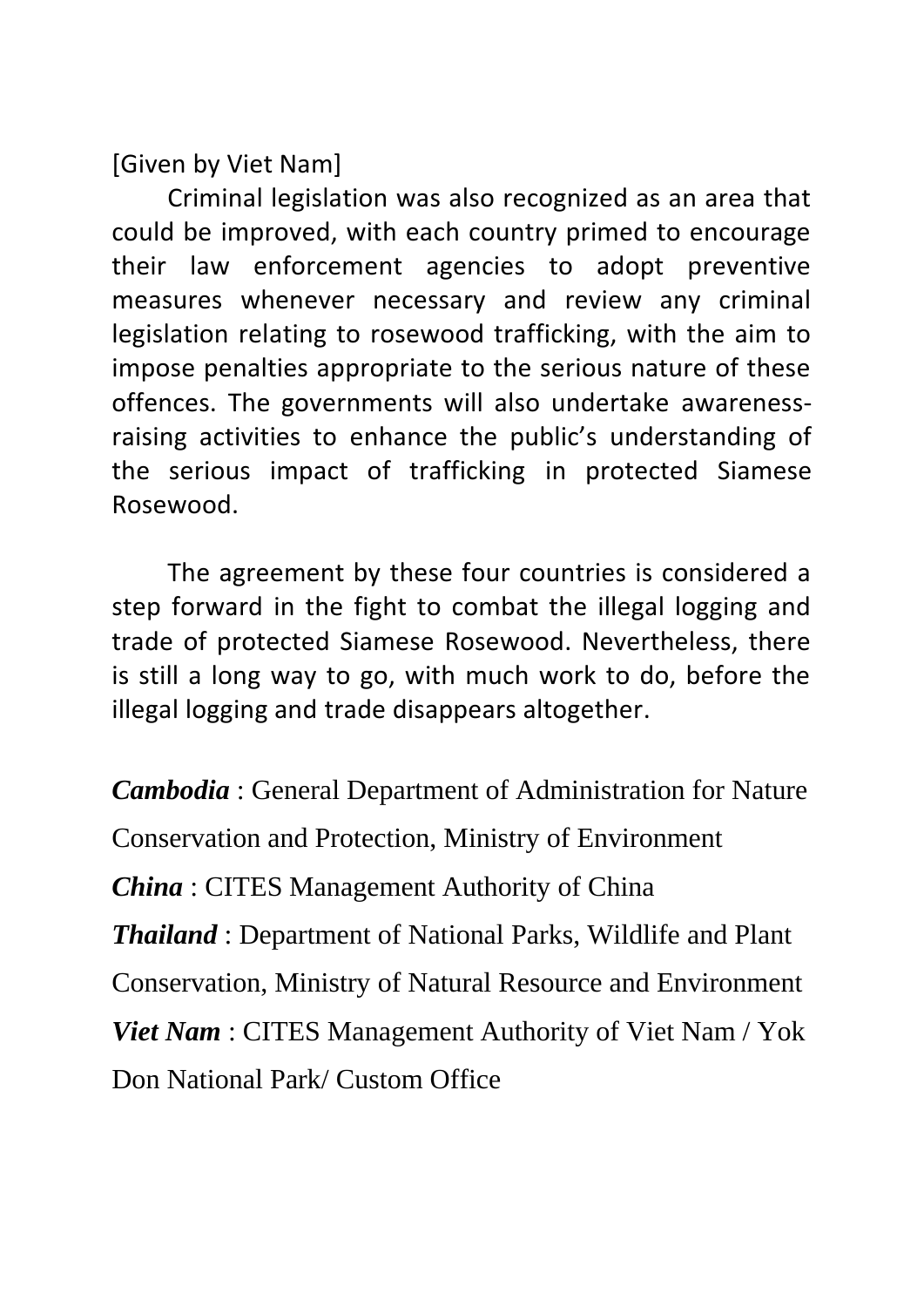[Given by Viet Nam]

Criminal legislation was also recognized as an area that could be improved, with each country primed to encourage their law enforcement agencies to adopt preventive measures whenever necessary and review any criminal legislation relating to rosewood trafficking, with the aim to impose penalties appropriate to the serious nature of these offences. The governments will also undertake awareness-raising activities to enhance the public's understanding of the serious impact of trafficking in protected Siamese Rosewood.

The agreement by these four countries is considered a step forward in the fight to combat the illegal logging and trade of protected Siamese Rosewood. Nevertheless, there is still a long way to go, with much work to do, before the illegal logging and trade disappears altogether.

***Cambodia*** : General Department of Administration for Nature Conservation and Protection, Ministry of Environment

***China*** : CITES Management Authority of China

***Thailand*** : Department of National Parks, Wildlife and Plant Conservation, Ministry of Natural Resource and Environment

***Viet Nam*** : CITES Management Authority of Viet Nam / Yok Don National Park/ Custom Office